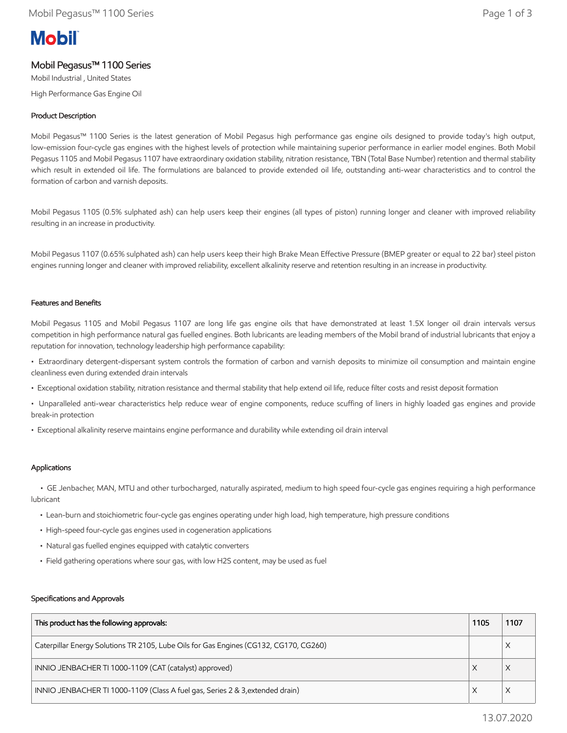# Mobil Pegasus™ 1100 Series

Mobil Industrial , United States

High Performance Gas Engine Oil

## Product Description

Mobil Pegasus™ 1100 Series is the latest generation of Mobil Pegasus high performance gas engine oils designed to provide today's high output, low-emission four-cycle gas engines with the highest levels of protection while maintaining superior performance in earlier model engines. Both Mobil Pegasus 1105 and Mobil Pegasus 1107 have extraordinary oxidation stability, nitration resistance, TBN (Total Base Number) retention and thermal stability which result in extended oil life. The formulations are balanced to provide extended oil life, outstanding anti-wear characteristics and to control the formation of carbon and varnish deposits.

Mobil Pegasus 1105 (0.5% sulphated ash) can help users keep their engines (all types of piston) running longer and cleaner with improved reliability resulting in an increase in productivity.

Mobil Pegasus 1107 (0.65% sulphated ash) can help users keep their high Brake Mean Effective Pressure (BMEP greater or equal to 22 bar) steel piston engines running longer and cleaner with improved reliability, excellent alkalinity reserve and retention resulting in an increase in productivity.

## Features and Benefits

Mobil Pegasus 1105 and Mobil Pegasus 1107 are long life gas engine oils that have demonstrated at least 1.5X longer oil drain intervals versus competition in high performance natural gas fuelled engines. Both lubricants are leading members of the Mobil brand of industrial lubricants that enjoy a reputation for innovation, technology leadership high performance capability:

- Extraordinary detergent-dispersant system controls the formation of carbon and varnish deposits to minimize oil consumption and maintain engine cleanliness even during extended drain intervals
- Exceptional oxidation stability, nitration resistance and thermal stability that help extend oil life, reduce filter costs and resist deposit formation
- Unparalleled anti-wear characteristics help reduce wear of engine components, reduce scuffing of liners in highly loaded gas engines and provide break-in protection
- Exceptional alkalinity reserve maintains engine performance and durability while extending oil drain interval

## Applications

- GE Jenbacher, MAN, MTU and other turbocharged, naturally aspirated, medium to high speed four-cycle gas engines requiring a high performance lubricant
- Lean-burn and stoichiometric four-cycle gas engines operating under high load, high temperature, high pressure conditions
- High-speed four-cycle gas engines used in cogeneration applications
- Natural gas fuelled engines equipped with catalytic converters
- Field gathering operations where sour gas, with low H2S content, may be used as fuel

## Specifications and Approvals

| This product has the following approvals: | 1105 | 1107 |
|---|---|---|
| Caterpillar Energy Solutions TR 2105, Lube Oils for Gas Engines (CG132, CG170, CG260) | | X |
| INNIO JENBACHER TI 1000-1109 (CAT (catalyst) approved) | X | X |
| INNIO JENBACHER TI 1000-1109 (Class A fuel gas, Series 2 & 3,extended drain) | X | X |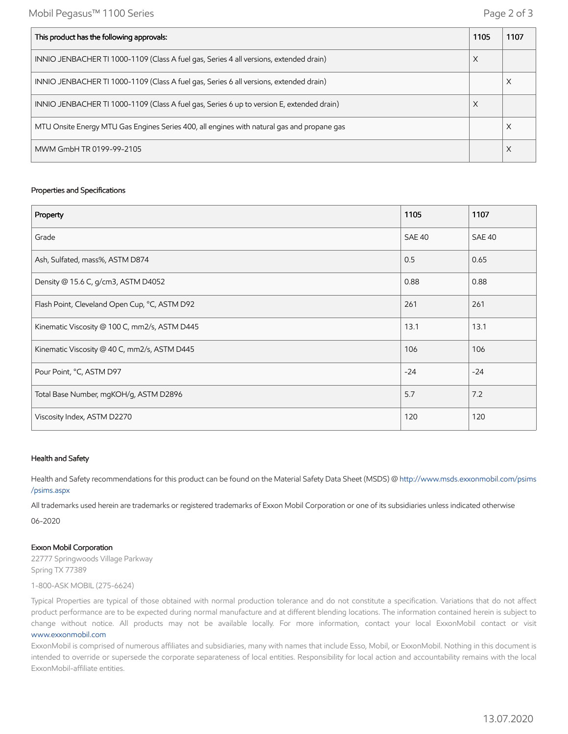| This product has the following approvals: | 1105 | 1107 |
| --- | --- | --- |
| INNIO JENBACHER TI 1000-1109 (Class A fuel gas, Series 4 all versions, extended drain) | X | |
| INNIO JENBACHER TI 1000-1109 (Class A fuel gas, Series 6 all versions, extended drain) | | X |
| INNIO JENBACHER TI 1000-1109 (Class A fuel gas, Series 6 up to version E, extended drain) | X | |
| MTU Onsite Energy MTU Gas Engines Series 400, all engines with natural gas and propane gas | | X |
| MWM GmbH TR 0199-99-2105 | | X |

### Properties and Specifications

| Property | 1105 | 1107 |
| --- | --- | --- |
| Grade | SAE 40 | SAE 40 |
| Ash, Sulfated, mass%, ASTM D874 | 0.5 | 0.65 |
| Density @ 15.6 C, g/cm3, ASTM D4052 | 0.88 | 0.88 |
| Flash Point, Cleveland Open Cup, °C, ASTM D92 | 261 | 261 |
| Kinematic Viscosity @ 100 C, mm2/s, ASTM D445 | 13.1 | 13.1 |
| Kinematic Viscosity @ 40 C, mm2/s, ASTM D445 | 106 | 106 |
| Pour Point, °C, ASTM D97 | -24 | -24 |
| Total Base Number, mgKOH/g, ASTM D2896 | 5.7 | 7.2 |
| Viscosity Index, ASTM D2270 | 120 | 120 |

### Health and Safety

Health and Safety recommendations for this product can be found on the Material Safety Data Sheet (MSDS) @ http://www.msds.exxonmobil.com/psims/psims.aspx

All trademarks used herein are trademarks or registered trademarks of Exxon Mobil Corporation or one of its subsidiaries unless indicated otherwise

06-2020

**Exxon Mobil Corporation**

22777 Springwoods Village Parkway
Spring TX 77389

1-800-ASK MOBIL (275-6624)

Typical Properties are typical of those obtained with normal production tolerance and do not constitute a specification. Variations that do not affect product performance are to be expected during normal manufacture and at different blending locations. The information contained herein is subject to change without notice. All products may not be available locally. For more information, contact your local ExxonMobil contact or visit www.exxonmobil.com

ExxonMobil is comprised of numerous affiliates and subsidiaries, many with names that include Esso, Mobil, or ExxonMobil. Nothing in this document is intended to override or supersede the corporate separateness of local entities. Responsibility for local action and accountability remains with the local ExxonMobil-affiliate entities.

13.07.2020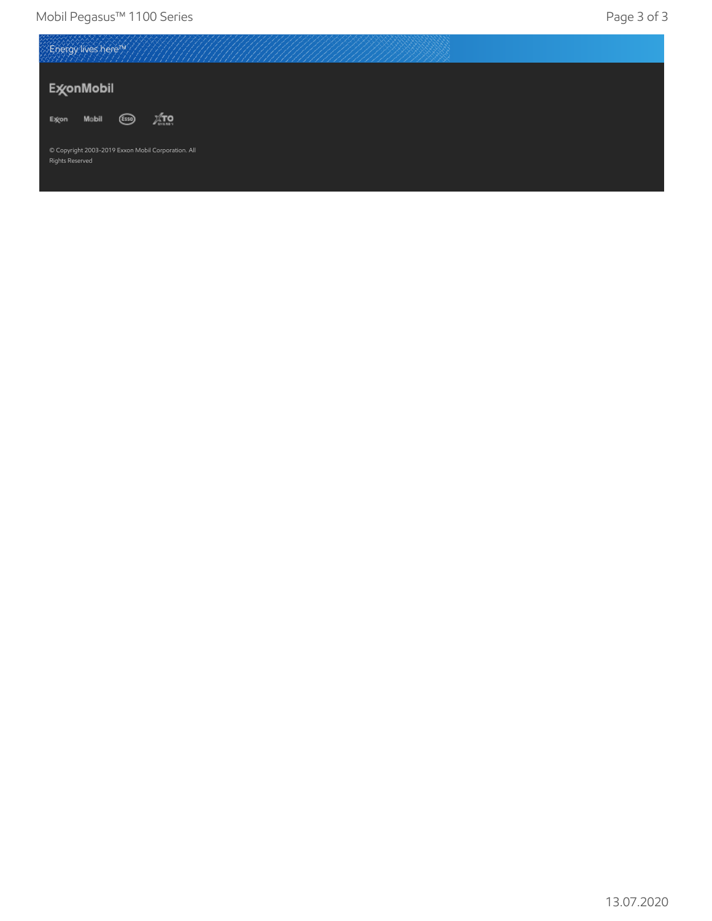Energy lives here™

ExxonMobil

Exxon Mobil Esso XTO

© Copyright 2003-2019 Exxon Mobil Corporation. All Rights Reserved